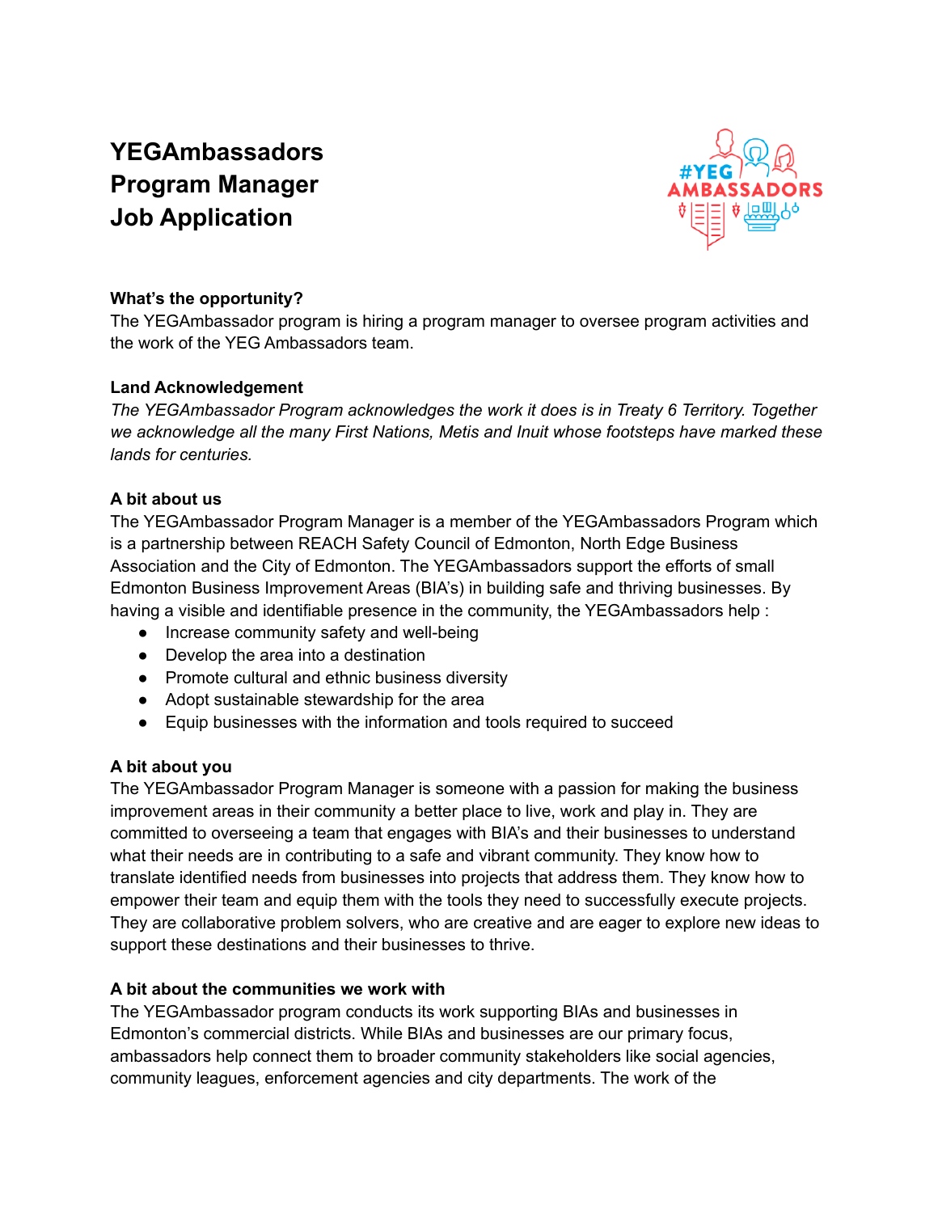# YEGAmbassadors Program Manager Job Application

**What's the opportunity?**
The YEGAmbassador program is hiring a program manager to oversee program activities and the work of the YEG Ambassadors team.

**Land Acknowledgement**
*The YEGAmbassador Program acknowledges the work it does is in Treaty 6 Territory. Together we acknowledge all the many First Nations, Metis and Inuit whose footsteps have marked these lands for centuries.*

**A bit about us**
The YEGAmbassador Program Manager is a member of the YEGAmbassadors Program which is a partnership between REACH Safety Council of Edmonton, North Edge Business Association and the City of Edmonton. The YEGAmbassadors support the efforts of small Edmonton Business Improvement Areas (BIA's) in building safe and thriving businesses. By having a visible and identifiable presence in the community, the YEGAmbassadors help :

- Increase community safety and well-being
- Develop the area into a destination
- Promote cultural and ethnic business diversity
- Adopt sustainable stewardship for the area
- Equip businesses with the information and tools required to succeed

**A bit about you**
The YEGAmbassador Program Manager is someone with a passion for making the business improvement areas in their community a better place to live, work and play in. They are committed to overseeing a team that engages with BIA's and their businesses to understand what their needs are in contributing to a safe and vibrant community. They know how to translate identified needs from businesses into projects that address them. They know how to empower their team and equip them with the tools they need to successfully execute projects. They are collaborative problem solvers, who are creative and are eager to explore new ideas to support these destinations and their businesses to thrive.

**A bit about the communities we work with**
The YEGAmbassador program conducts its work supporting BIAs and businesses in Edmonton's commercial districts. While BIAs and businesses are our primary focus, ambassadors help connect them to broader community stakeholders like social agencies, community leagues, enforcement agencies and city departments. The work of the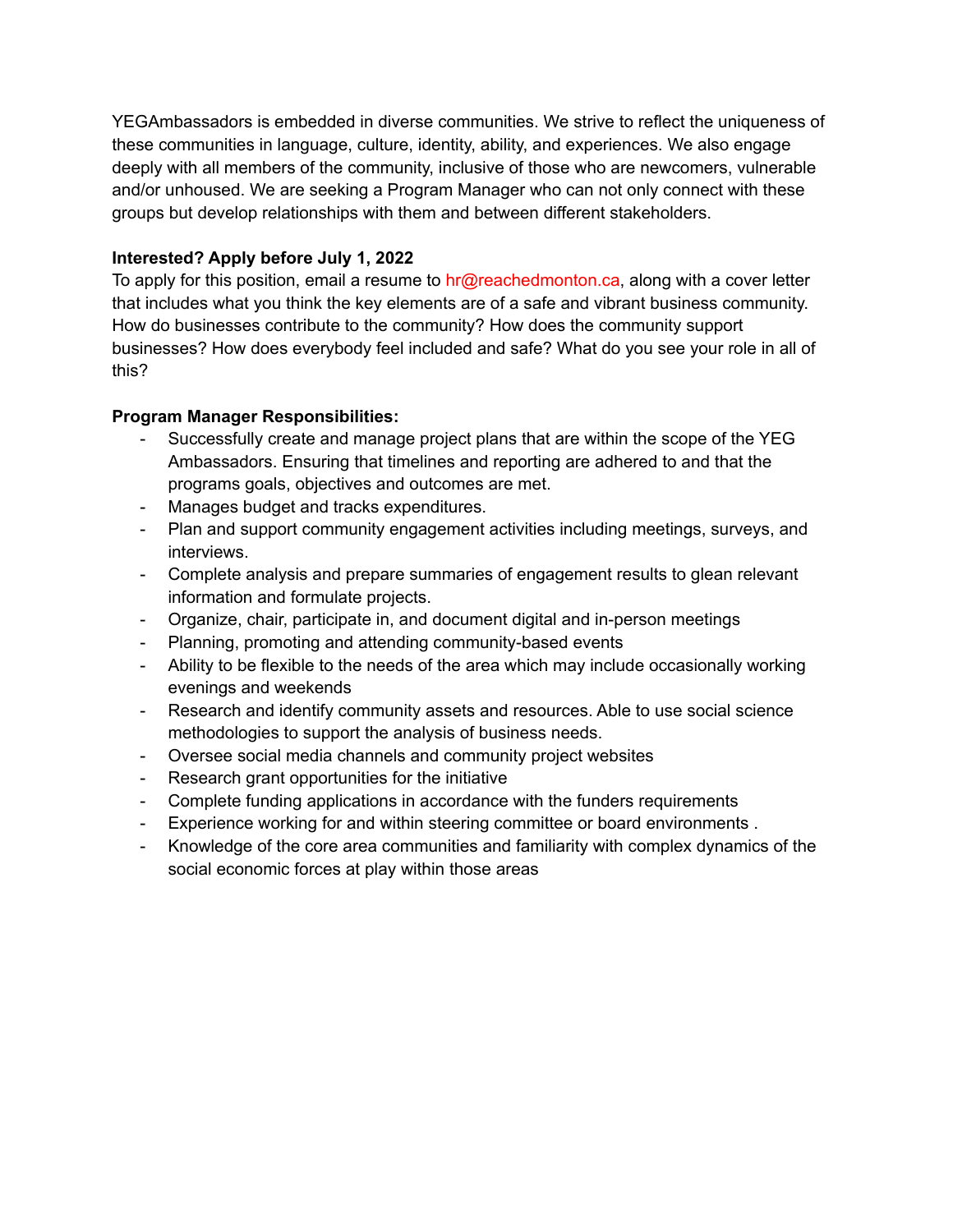YEGAmbassadors is embedded in diverse communities. We strive to reflect the uniqueness of these communities in language, culture, identity, ability, and experiences. We also engage deeply with all members of the community, inclusive of those who are newcomers, vulnerable and/or unhoused. We are seeking a Program Manager who can not only connect with these groups but develop relationships with them and between different stakeholders.

**Interested? Apply before July 1, 2022**

To apply for this position, email a resume to hr@reachedmonton.ca, along with a cover letter that includes what you think the key elements are of a safe and vibrant business community. How do businesses contribute to the community? How does the community support businesses? How does everybody feel included and safe? What do you see your role in all of this?

**Program Manager Responsibilities:**

- Successfully create and manage project plans that are within the scope of the YEG Ambassadors. Ensuring that timelines and reporting are adhered to and that the programs goals, objectives and outcomes are met.
- Manages budget and tracks expenditures.
- Plan and support community engagement activities including meetings, surveys, and interviews.
- Complete analysis and prepare summaries of engagement results to glean relevant information and formulate projects.
- Organize, chair, participate in, and document digital and in-person meetings
- Planning, promoting and attending community-based events
- Ability to be flexible to the needs of the area which may include occasionally working evenings and weekends
- Research and identify community assets and resources. Able to use social science methodologies to support the analysis of business needs.
- Oversee social media channels and community project websites
- Research grant opportunities for the initiative
- Complete funding applications in accordance with the funders requirements
- Experience working for and within steering committee or board environments .
- Knowledge of the core area communities and familiarity with complex dynamics of the social economic forces at play within those areas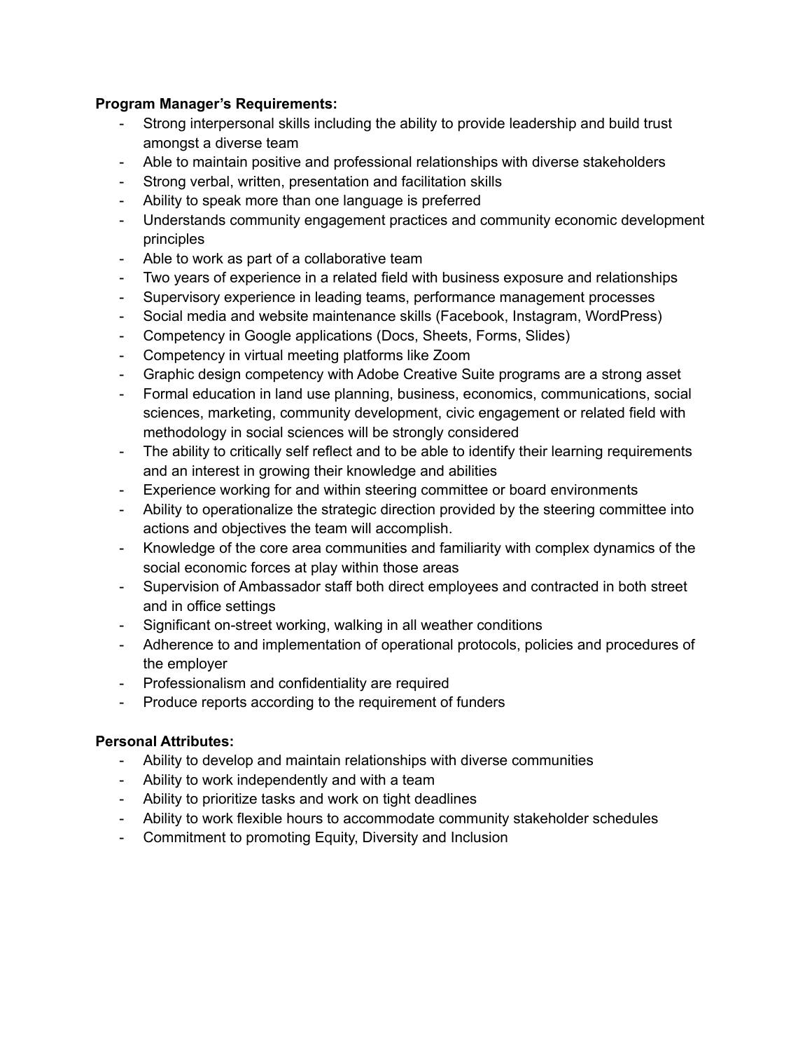**Program Manager's Requirements:**

- Strong interpersonal skills including the ability to provide leadership and build trust amongst a diverse team
- Able to maintain positive and professional relationships with diverse stakeholders
- Strong verbal, written, presentation and facilitation skills
- Ability to speak more than one language is preferred
- Understands community engagement practices and community economic development principles
- Able to work as part of a collaborative team
- Two years of experience in a related field with business exposure and relationships
- Supervisory experience in leading teams, performance management processes
- Social media and website maintenance skills (Facebook, Instagram, WordPress)
- Competency in Google applications (Docs, Sheets, Forms, Slides)
- Competency in virtual meeting platforms like Zoom
- Graphic design competency with Adobe Creative Suite programs are a strong asset
- Formal education in land use planning, business, economics, communications, social sciences, marketing, community development, civic engagement or related field with methodology in social sciences will be strongly considered
- The ability to critically self reflect and to be able to identify their learning requirements and an interest in growing their knowledge and abilities
- Experience working for and within steering committee or board environments
- Ability to operationalize the strategic direction provided by the steering committee into actions and objectives the team will accomplish.
- Knowledge of the core area communities and familiarity with complex dynamics of the social economic forces at play within those areas
- Supervision of Ambassador staff both direct employees and contracted in both street and in office settings
- Significant on-street working, walking in all weather conditions
- Adherence to and implementation of operational protocols, policies and procedures of the employer
- Professionalism and confidentiality are required
- Produce reports according to the requirement of funders

**Personal Attributes:**

- Ability to develop and maintain relationships with diverse communities
- Ability to work independently and with a team
- Ability to prioritize tasks and work on tight deadlines
- Ability to work flexible hours to accommodate community stakeholder schedules
- Commitment to promoting Equity, Diversity and Inclusion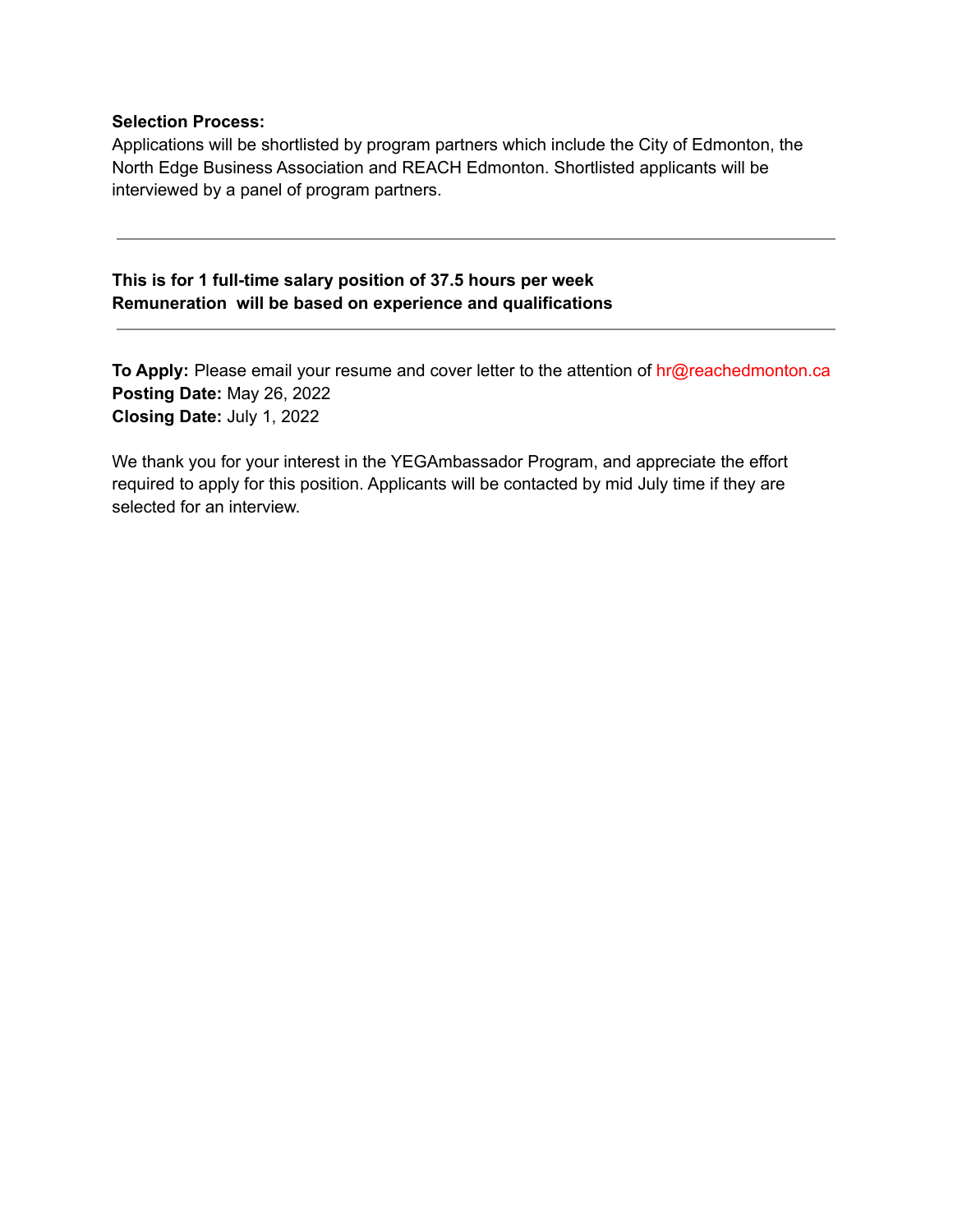**Selection Process:**
Applications will be shortlisted by program partners which include the City of Edmonton, the North Edge Business Association and REACH Edmonton. Shortlisted applicants will be interviewed by a panel of program partners.

---

**This is for 1 full-time salary position of 37.5 hours per week**
**Remuneration will be based on experience and qualifications**

---

**To Apply:** Please email your resume and cover letter to the attention of hr@reachedmonton.ca
**Posting Date:** May 26, 2022
**Closing Date:** July 1, 2022

We thank you for your interest in the YEGAmbassador Program, and appreciate the effort required to apply for this position. Applicants will be contacted by mid July time if they are selected for an interview.